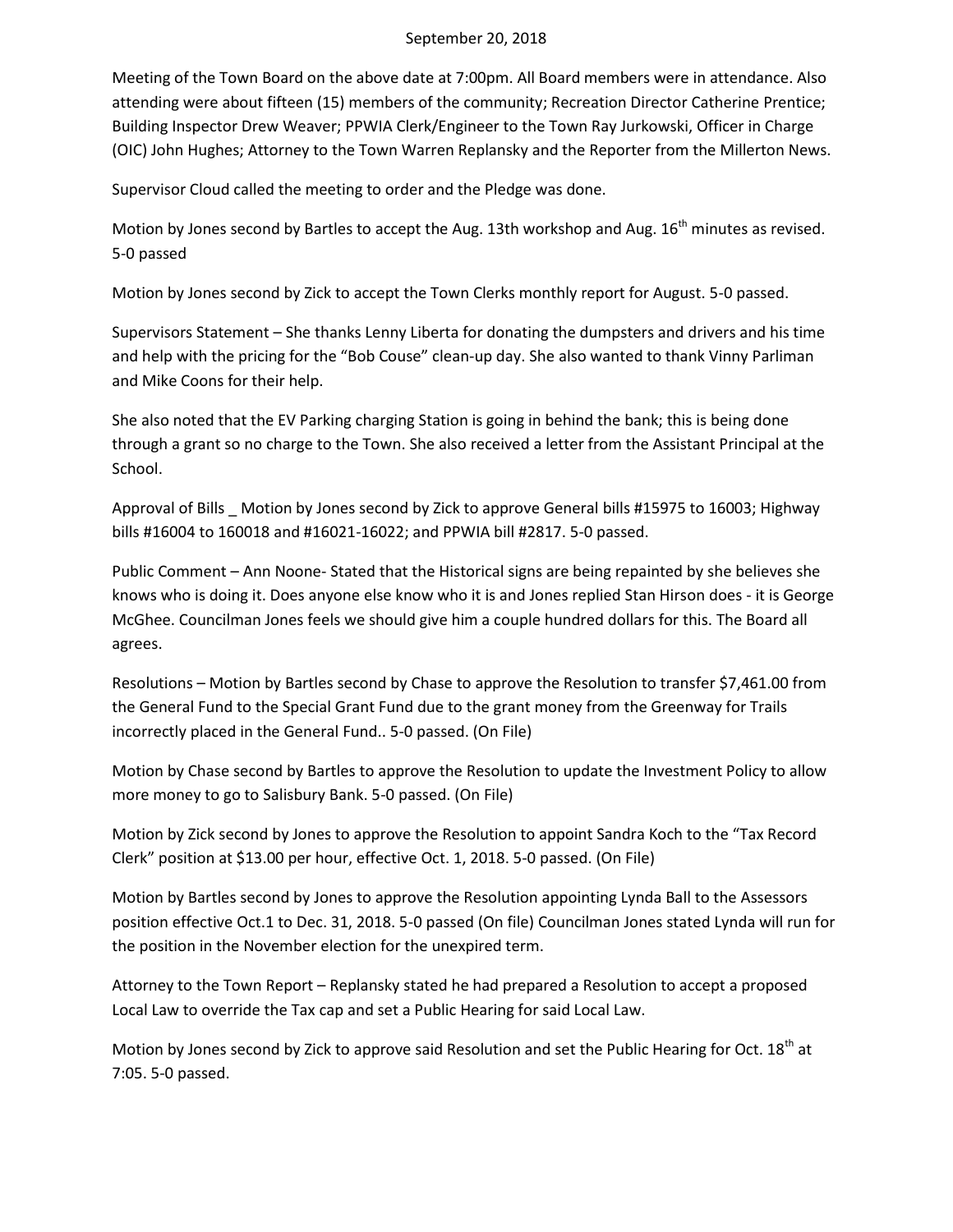September 20, 2018

Meeting of the Town Board on the above date at 7:00pm. All Board members were in attendance. Also attending were about fifteen (15) members of the community; Recreation Director Catherine Prentice; Building Inspector Drew Weaver; PPWIA Clerk/Engineer to the Town Ray Jurkowski, Officer in Charge (OIC) John Hughes; Attorney to the Town Warren Replansky and the Reporter from the Millerton News.

Supervisor Cloud called the meeting to order and the Pledge was done.

Motion by Jones second by Bartles to accept the Aug. 13th workshop and Aug. 16th minutes as revised. 5-0 passed

Motion by Jones second by Zick to accept the Town Clerks monthly report for August. 5-0 passed.

Supervisors Statement – She thanks Lenny Liberta for donating the dumpsters and drivers and his time and help with the pricing for the "Bob Couse" clean-up day. She also wanted to thank Vinny Parliman and Mike Coons for their help.

She also noted that the EV Parking charging Station is going in behind the bank; this is being done through a grant so no charge to the Town. She also received a letter from the Assistant Principal at the School.

Approval of Bills _ Motion by Jones second by Zick to approve General bills #15975 to 16003; Highway bills #16004 to 160018 and #16021-16022; and PPWIA bill #2817. 5-0 passed.

Public Comment – Ann Noone- Stated that the Historical signs are being repainted by she believes she knows who is doing it. Does anyone else know who it is and Jones replied Stan Hirson does - it is George McGhee. Councilman Jones feels we should give him a couple hundred dollars for this. The Board all agrees.

Resolutions – Motion by Bartles second by Chase to approve the Resolution to transfer $7,461.00 from the General Fund to the Special Grant Fund due to the grant money from the Greenway for Trails incorrectly placed in the General Fund.. 5-0 passed. (On File)

Motion by Chase second by Bartles to approve the Resolution to update the Investment Policy to allow more money to go to Salisbury Bank. 5-0 passed. (On File)

Motion by Zick second by Jones to approve the Resolution to appoint Sandra Koch to the "Tax Record Clerk" position at $13.00 per hour, effective Oct. 1, 2018. 5-0 passed. (On File)

Motion by Bartles second by Jones to approve the Resolution appointing Lynda Ball to the Assessors position effective Oct.1 to Dec. 31, 2018. 5-0 passed (On file) Councilman Jones stated Lynda will run for the position in the November election for the unexpired term.

Attorney to the Town Report – Replansky stated he had prepared a Resolution to accept a proposed Local Law to override the Tax cap and set a Public Hearing for said Local Law.

Motion by Jones second by Zick to approve said Resolution and set the Public Hearing for Oct. 18th at 7:05. 5-0 passed.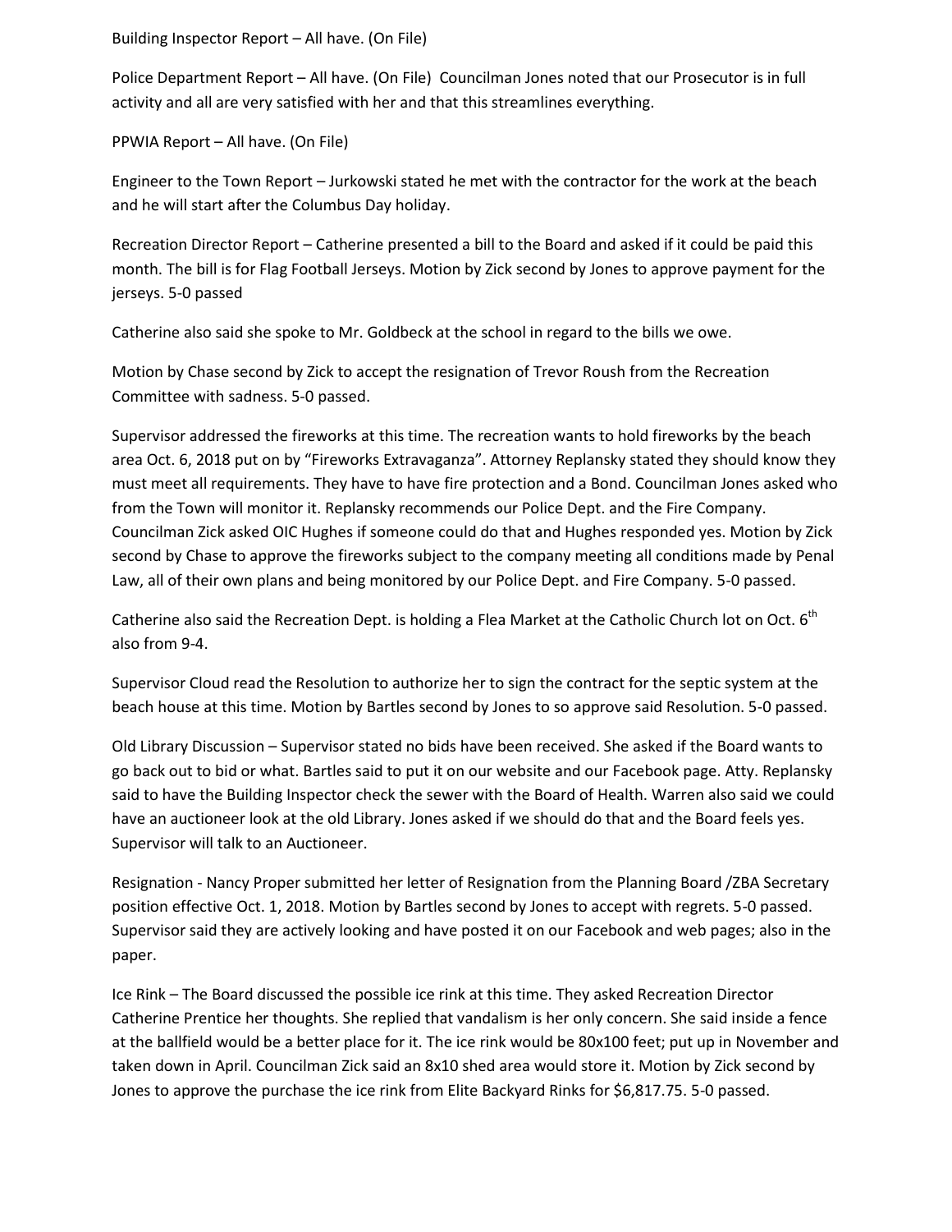Building Inspector Report – All have. (On File)

Police Department Report – All have. (On File) Councilman Jones noted that our Prosecutor is in full activity and all are very satisfied with her and that this streamlines everything.

PPWIA Report – All have. (On File)

Engineer to the Town Report – Jurkowski stated he met with the contractor for the work at the beach and he will start after the Columbus Day holiday.

Recreation Director Report – Catherine presented a bill to the Board and asked if it could be paid this month. The bill is for Flag Football Jerseys. Motion by Zick second by Jones to approve payment for the jerseys. 5-0 passed

Catherine also said she spoke to Mr. Goldbeck at the school in regard to the bills we owe.

Motion by Chase second by Zick to accept the resignation of Trevor Roush from the Recreation Committee with sadness. 5-0 passed.

Supervisor addressed the fireworks at this time. The recreation wants to hold fireworks by the beach area Oct. 6, 2018 put on by "Fireworks Extravaganza". Attorney Replansky stated they should know they must meet all requirements. They have to have fire protection and a Bond. Councilman Jones asked who from the Town will monitor it. Replansky recommends our Police Dept. and the Fire Company. Councilman Zick asked OIC Hughes if someone could do that and Hughes responded yes. Motion by Zick second by Chase to approve the fireworks subject to the company meeting all conditions made by Penal Law, all of their own plans and being monitored by our Police Dept. and Fire Company. 5-0 passed.

Catherine also said the Recreation Dept. is holding a Flea Market at the Catholic Church lot on Oct. 6th also from 9-4.

Supervisor Cloud read the Resolution to authorize her to sign the contract for the septic system at the beach house at this time. Motion by Bartles second by Jones to so approve said Resolution. 5-0 passed.

Old Library Discussion – Supervisor stated no bids have been received. She asked if the Board wants to go back out to bid or what. Bartles said to put it on our website and our Facebook page. Atty. Replansky said to have the Building Inspector check the sewer with the Board of Health. Warren also said we could have an auctioneer look at the old Library. Jones asked if we should do that and the Board feels yes. Supervisor will talk to an Auctioneer.

Resignation - Nancy Proper submitted her letter of Resignation from the Planning Board /ZBA Secretary position effective Oct. 1, 2018. Motion by Bartles second by Jones to accept with regrets. 5-0 passed. Supervisor said they are actively looking and have posted it on our Facebook and web pages; also in the paper.

Ice Rink – The Board discussed the possible ice rink at this time. They asked Recreation Director Catherine Prentice her thoughts. She replied that vandalism is her only concern. She said inside a fence at the ballfield would be a better place for it. The ice rink would be 80x100 feet; put up in November and taken down in April. Councilman Zick said an 8x10 shed area would store it. Motion by Zick second by Jones to approve the purchase the ice rink from Elite Backyard Rinks for $6,817.75. 5-0 passed.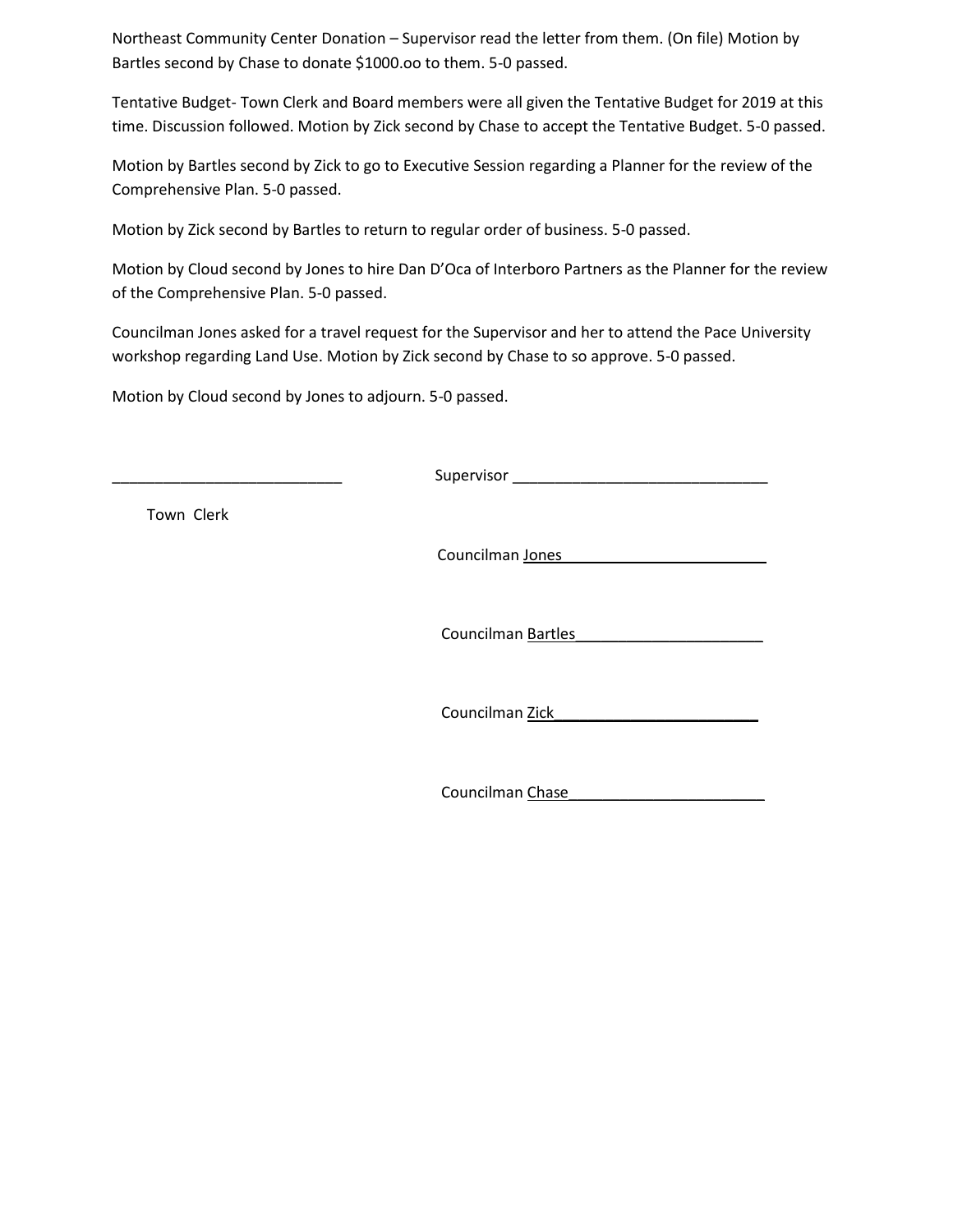Northeast Community Center Donation – Supervisor read the letter from them. (On file) Motion by Bartles second by Chase to donate $1000.oo to them. 5-0 passed.

Tentative Budget- Town Clerk and Board members were all given the Tentative Budget for 2019 at this time. Discussion followed. Motion by Zick second by Chase to accept the Tentative Budget. 5-0 passed.

Motion by Bartles second by Zick to go to Executive Session regarding a Planner for the review of the Comprehensive Plan. 5-0 passed.

Motion by Zick second by Bartles to return to regular order of business. 5-0 passed.

Motion by Cloud second by Jones to hire Dan D'Oca of Interboro Partners as the Planner for the review of the Comprehensive Plan. 5-0 passed.

Councilman Jones asked for a travel request for the Supervisor and her to attend the Pace University workshop regarding Land Use. Motion by Zick second by Chase to so approve. 5-0 passed.

Motion by Cloud second by Jones to adjourn. 5-0 passed.

___________________________ Supervisor ______________________________

Town Clerk

Councilman Jones________________________

Councilman Bartles______________________

Councilman Zick________________________

Councilman Chase_______________________